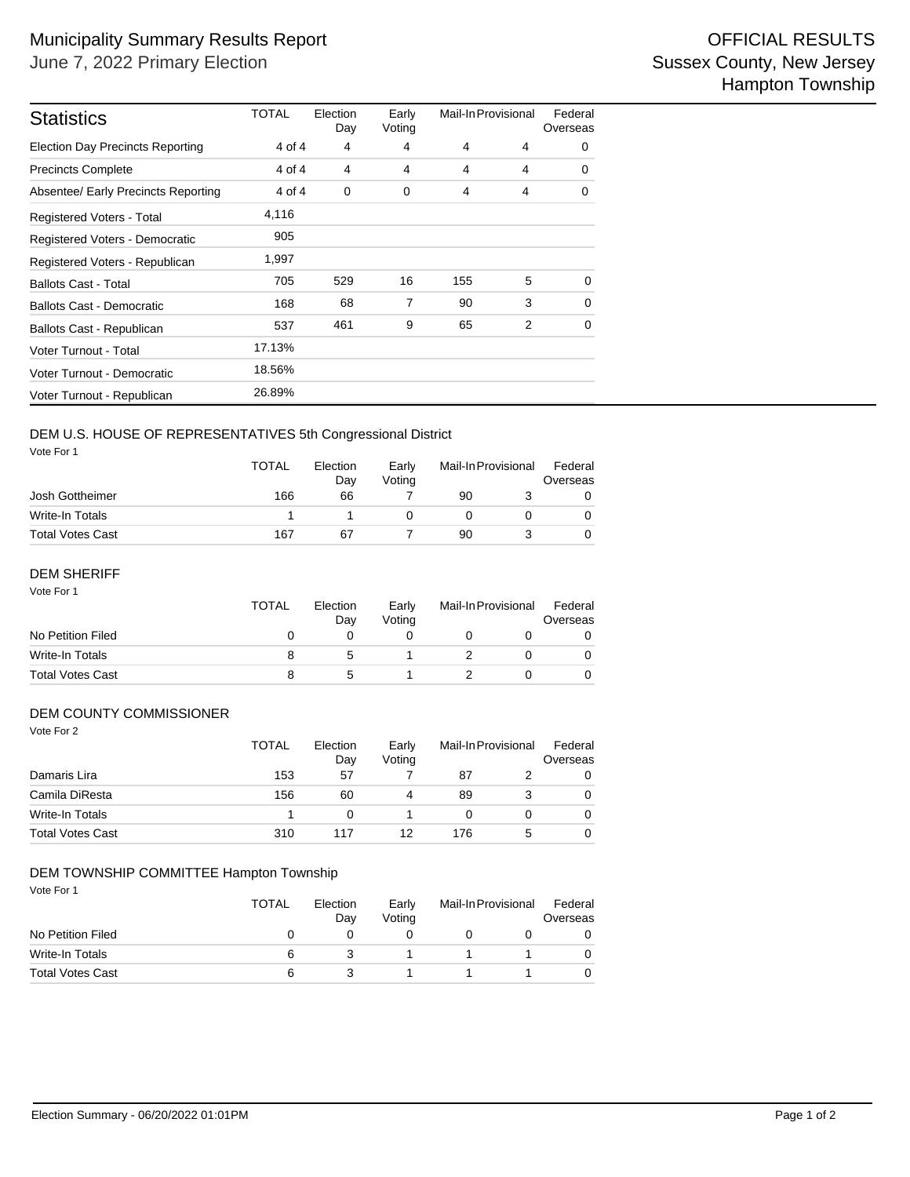# Municipality Summary Results Report

June 7, 2022 Primary Election

OFFICIAL RESULTS
Sussex County, New Jersey
Hampton Township

| Statistics | TOTAL | Election Day | Early Voting | Mail-In | Provisional | Federal Overseas |
|---|---|---|---|---|---|---|
| Election Day Precincts Reporting | 4 of 4 | 4 | 4 | 4 | 4 | 0 |
| Precincts Complete | 4 of 4 | 4 | 4 | 4 | 4 | 0 |
| Absentee/ Early Precincts Reporting | 4 of 4 | 0 | 0 | 4 | 4 | 0 |
| Registered Voters - Total | 4,116 | | | | | |
| Registered Voters - Democratic | 905 | | | | | |
| Registered Voters - Republican | 1,997 | | | | | |
| Ballots Cast - Total | 705 | 529 | 16 | 155 | 5 | 0 |
| Ballots Cast - Democratic | 168 | 68 | 7 | 90 | 3 | 0 |
| Ballots Cast - Republican | 537 | 461 | 9 | 65 | 2 | 0 |
| Voter Turnout - Total | 17.13% | | | | | |
| Voter Turnout - Democratic | 18.56% | | | | | |
| Voter Turnout - Republican | 26.89% | | | | | |

## DEM U.S. HOUSE OF REPRESENTATIVES 5th Congressional District

Vote For 1

| | TOTAL | Election Day | Early Voting | Mail-In | Provisional | Federal Overseas |
|---|---|---|---|---|---|---|
| Josh Gottheimer | 166 | 66 | 7 | 90 | 3 | 0 |
| Write-In Totals | 1 | 1 | 0 | 0 | 0 | 0 |
| Total Votes Cast | 167 | 67 | 7 | 90 | 3 | 0 |

## DEM SHERIFF

Vote For 1

| | TOTAL | Election Day | Early Voting | Mail-In | Provisional | Federal Overseas |
|---|---|---|---|---|---|---|
| No Petition Filed | 0 | 0 | 0 | 0 | 0 | 0 |
| Write-In Totals | 8 | 5 | 1 | 2 | 0 | 0 |
| Total Votes Cast | 8 | 5 | 1 | 2 | 0 | 0 |

## DEM COUNTY COMMISSIONER

Vote For 2

| | TOTAL | Election Day | Early Voting | Mail-In | Provisional | Federal Overseas |
|---|---|---|---|---|---|---|
| Damaris Lira | 153 | 57 | 7 | 87 | 2 | 0 |
| Camila DiResta | 156 | 60 | 4 | 89 | 3 | 0 |
| Write-In Totals | 1 | 0 | 1 | 0 | 0 | 0 |
| Total Votes Cast | 310 | 117 | 12 | 176 | 5 | 0 |

## DEM TOWNSHIP COMMITTEE Hampton Township

Vote For 1

| | TOTAL | Election Day | Early Voting | Mail-In | Provisional | Federal Overseas |
|---|---|---|---|---|---|---|
| No Petition Filed | 0 | 0 | 0 | 0 | 0 | 0 |
| Write-In Totals | 6 | 3 | 1 | 1 | 1 | 0 |
| Total Votes Cast | 6 | 3 | 1 | 1 | 1 | 0 |

Election Summary - 06/20/2022 01:01PM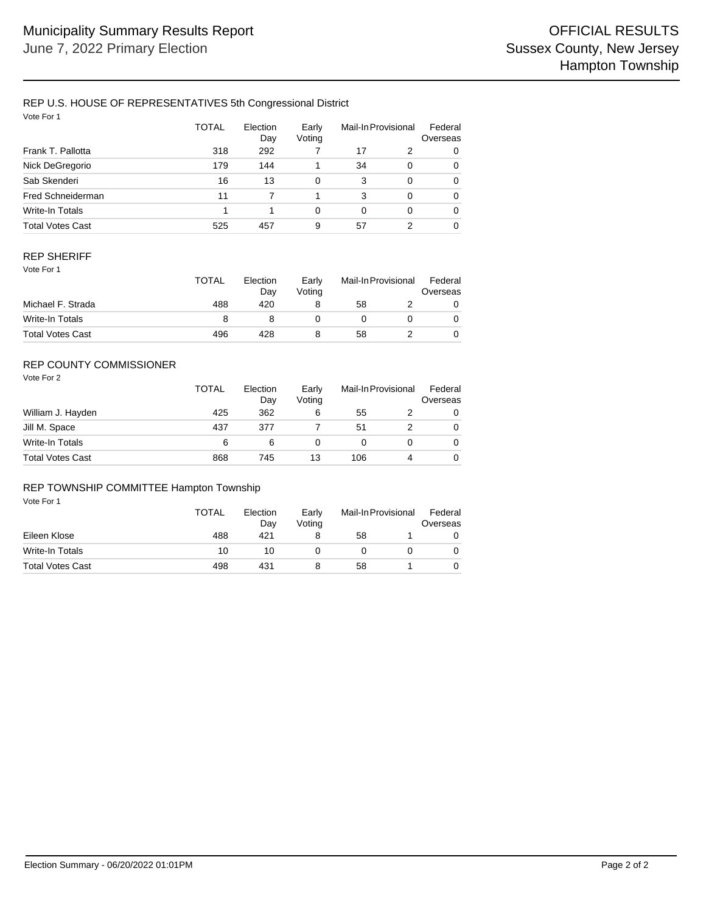# Municipality Summary Results Report

June 7, 2022 Primary Election

OFFICIAL RESULTS
Sussex County, New Jersey
Hampton Township

## REP U.S. HOUSE OF REPRESENTATIVES 5th Congressional District

Vote For 1

| | TOTAL | Election Day | Early Voting | Mail-In | Provisional | Federal Overseas |
|---|---|---|---|---|---|---|
| Frank T. Pallotta | 318 | 292 | 7 | 17 | 2 | 0 |
| Nick DeGregorio | 179 | 144 | 1 | 34 | 0 | 0 |
| Sab Skenderi | 16 | 13 | 0 | 3 | 0 | 0 |
| Fred Schneiderman | 11 | 7 | 1 | 3 | 0 | 0 |
| Write-In Totals | 1 | 1 | 0 | 0 | 0 | 0 |
| Total Votes Cast | 525 | 457 | 9 | 57 | 2 | 0 |

## REP SHERIFF

Vote For 1

| | TOTAL | Election Day | Early Voting | Mail-In | Provisional | Federal Overseas |
|---|---|---|---|---|---|---|
| Michael F. Strada | 488 | 420 | 8 | 58 | 2 | 0 |
| Write-In Totals | 8 | 8 | 0 | 0 | 0 | 0 |
| Total Votes Cast | 496 | 428 | 8 | 58 | 2 | 0 |

## REP COUNTY COMMISSIONER

Vote For 2

| | TOTAL | Election Day | Early Voting | Mail-In | Provisional | Federal Overseas |
|---|---|---|---|---|---|---|
| William J. Hayden | 425 | 362 | 6 | 55 | 2 | 0 |
| Jill M. Space | 437 | 377 | 7 | 51 | 2 | 0 |
| Write-In Totals | 6 | 6 | 0 | 0 | 0 | 0 |
| Total Votes Cast | 868 | 745 | 13 | 106 | 4 | 0 |

## REP TOWNSHIP COMMITTEE Hampton Township

Vote For 1

| | TOTAL | Election Day | Early Voting | Mail-In | Provisional | Federal Overseas |
|---|---|---|---|---|---|---|
| Eileen Klose | 488 | 421 | 8 | 58 | 1 | 0 |
| Write-In Totals | 10 | 10 | 0 | 0 | 0 | 0 |
| Total Votes Cast | 498 | 431 | 8 | 58 | 1 | 0 |

Election Summary - 06/20/2022 01:01PM